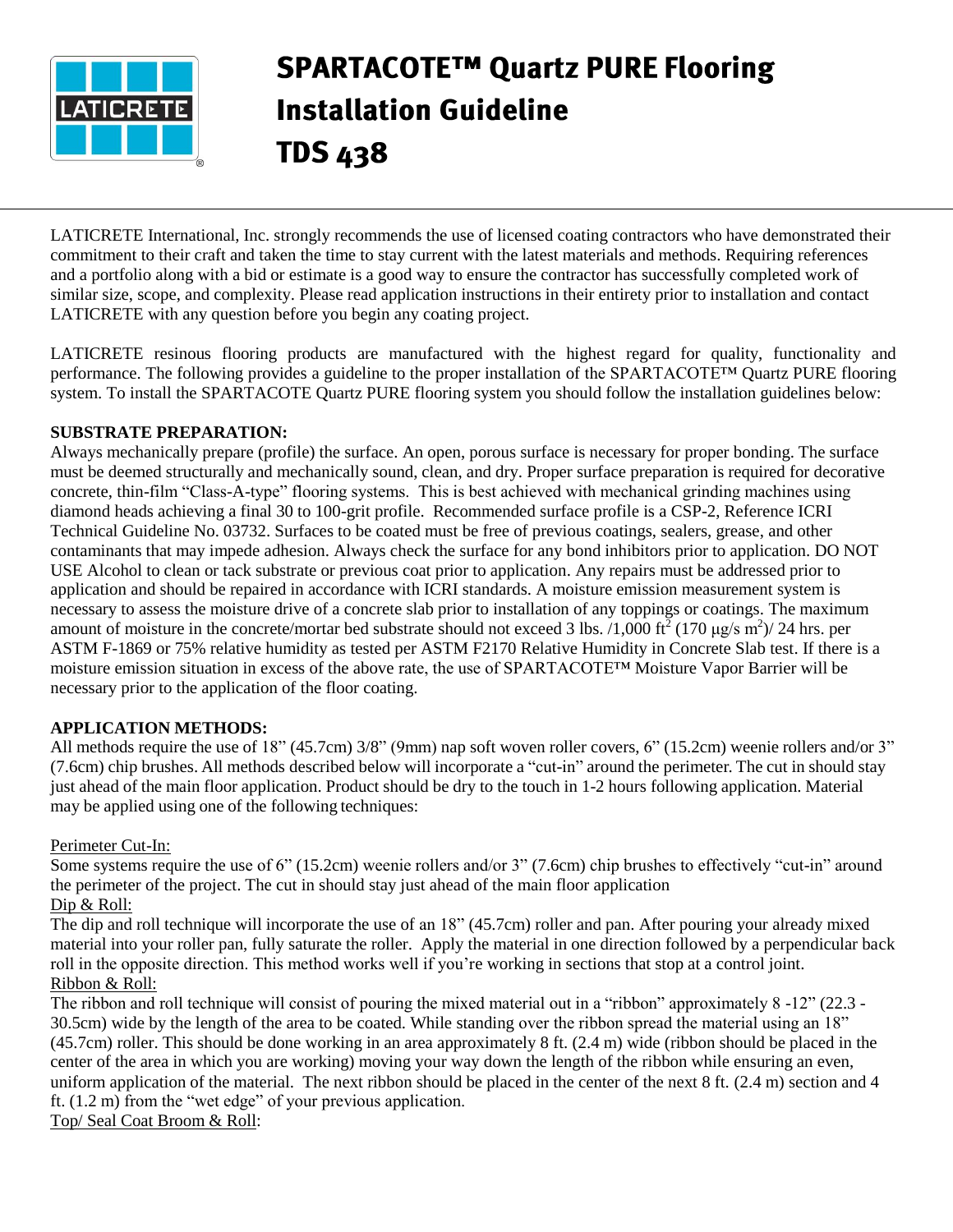# SPARTACOTE™ Quartz PURE Flooring Installation Guideline TDS 438

LATICRETE International, Inc. strongly recommends the use of licensed coating contractors who have demonstrated their commitment to their craft and taken the time to stay current with the latest materials and methods. Requiring references and a portfolio along with a bid or estimate is a good way to ensure the contractor has successfully completed work of similar size, scope, and complexity. Please read application instructions in their entirety prior to installation and contact LATICRETE with any question before you begin any coating project.

LATICRETE resinous flooring products are manufactured with the highest regard for quality, functionality and performance. The following provides a guideline to the proper installation of the SPARTACOTE™ Quartz PURE flooring system. To install the SPARTACOTE Quartz PURE flooring system you should follow the installation guidelines below:

**SUBSTRATE PREPARATION:**

Always mechanically prepare (profile) the surface. An open, porous surface is necessary for proper bonding. The surface must be deemed structurally and mechanically sound, clean, and dry. Proper surface preparation is required for decorative concrete, thin-film "Class-A-type" flooring systems. This is best achieved with mechanical grinding machines using diamond heads achieving a final 30 to 100-grit profile. Recommended surface profile is a CSP-2, Reference ICRI Technical Guideline No. 03732. Surfaces to be coated must be free of previous coatings, sealers, grease, and other contaminants that may impede adhesion. Always check the surface for any bond inhibitors prior to application. DO NOT USE Alcohol to clean or tack substrate or previous coat prior to application. Any repairs must be addressed prior to application and should be repaired in accordance with ICRI standards. A moisture emission measurement system is necessary to assess the moisture drive of a concrete slab prior to installation of any toppings or coatings. The maximum amount of moisture in the concrete/mortar bed substrate should not exceed 3 lbs. /1,000 $ft^2$ (170 $\mu g/s\ m^2$)/ 24 hrs. per ASTM F-1869 or 75% relative humidity as tested per ASTM F2170 Relative Humidity in Concrete Slab test. If there is a moisture emission situation in excess of the above rate, the use of SPARTACOTE™ Moisture Vapor Barrier will be necessary prior to the application of the floor coating.

**APPLICATION METHODS:**

All methods require the use of 18" (45.7cm) 3/8" (9mm) nap soft woven roller covers, 6" (15.2cm) weenie rollers and/or 3" (7.6cm) chip brushes. All methods described below will incorporate a "cut-in" around the perimeter. The cut in should stay just ahead of the main floor application. Product should be dry to the touch in 1-2 hours following application. Material may be applied using one of the following techniques:

Perimeter Cut-In:

Some systems require the use of 6" (15.2cm) weenie rollers and/or 3" (7.6cm) chip brushes to effectively "cut-in" around the perimeter of the project. The cut in should stay just ahead of the main floor application

Dip & Roll:

The dip and roll technique will incorporate the use of an 18" (45.7cm) roller and pan. After pouring your already mixed material into your roller pan, fully saturate the roller. Apply the material in one direction followed by a perpendicular back roll in the opposite direction. This method works well if you're working in sections that stop at a control joint.

Ribbon & Roll:

The ribbon and roll technique will consist of pouring the mixed material out in a "ribbon" approximately 8 -12" (22.3 - 30.5cm) wide by the length of the area to be coated. While standing over the ribbon spread the material using an 18" (45.7cm) roller. This should be done working in an area approximately 8 ft. (2.4 m) wide (ribbon should be placed in the center of the area in which you are working) moving your way down the length of the ribbon while ensuring an even, uniform application of the material. The next ribbon should be placed in the center of the next 8 ft. (2.4 m) section and 4 ft. (1.2 m) from the "wet edge" of your previous application.

Top/ Seal Coat Broom & Roll: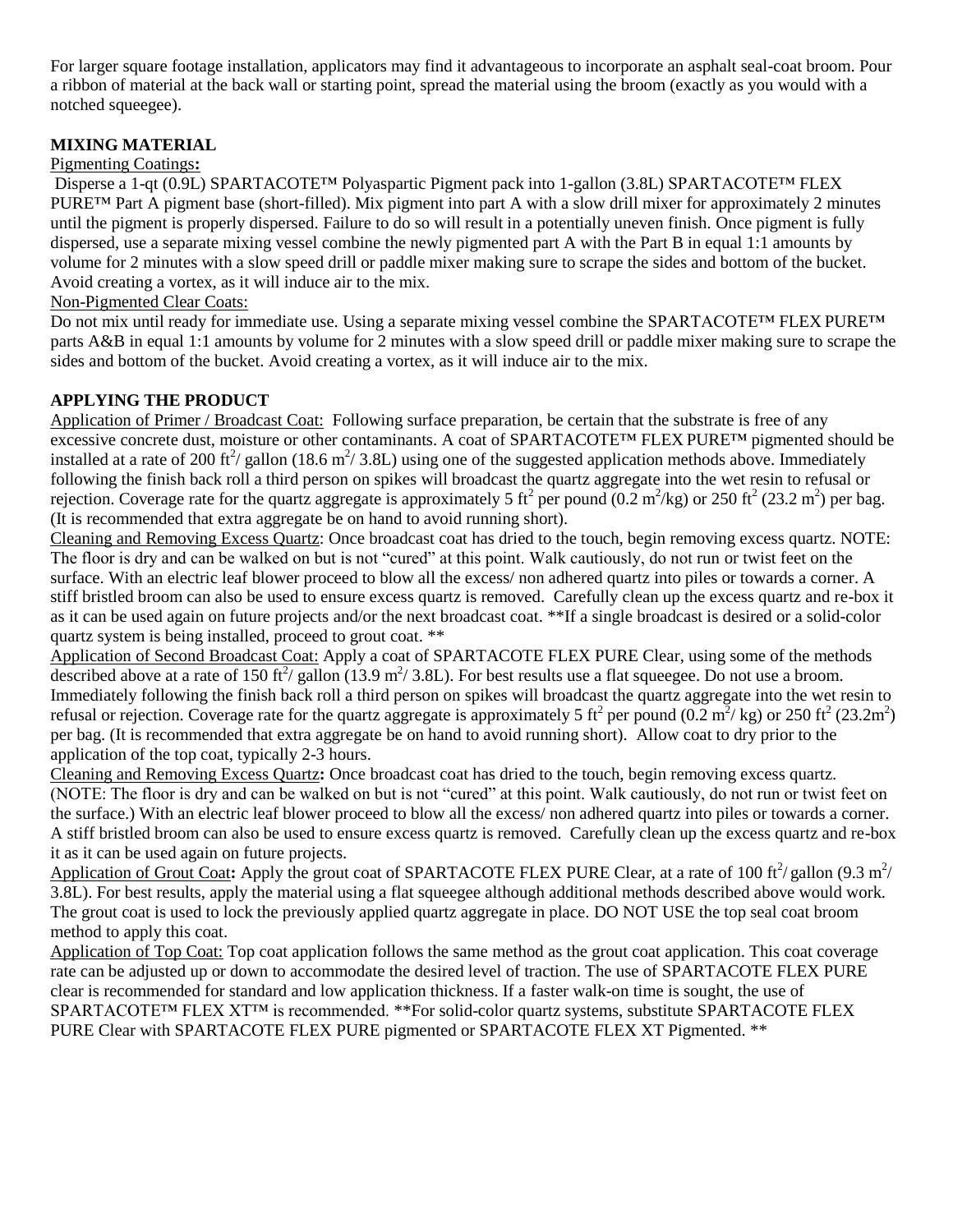For larger square footage installation, applicators may find it advantageous to incorporate an asphalt seal-coat broom. Pour a ribbon of material at the back wall or starting point, spread the material using the broom (exactly as you would with a notched squeegee).

**MIXING MATERIAL**

Pigmenting Coatings**:**

Disperse a 1-qt (0.9L) SPARTACOTE™ Polyaspartic Pigment pack into 1-gallon (3.8L) SPARTACOTE™ FLEX PURE™ Part A pigment base (short-filled). Mix pigment into part A with a slow drill mixer for approximately 2 minutes until the pigment is properly dispersed. Failure to do so will result in a potentially uneven finish. Once pigment is fully dispersed, use a separate mixing vessel combine the newly pigmented part A with the Part B in equal 1:1 amounts by volume for 2 minutes with a slow speed drill or paddle mixer making sure to scrape the sides and bottom of the bucket. Avoid creating a vortex, as it will induce air to the mix.

Non-Pigmented Clear Coats:

Do not mix until ready for immediate use. Using a separate mixing vessel combine the SPARTACOTE™ FLEX PURE™ parts A&B in equal 1:1 amounts by volume for 2 minutes with a slow speed drill or paddle mixer making sure to scrape the sides and bottom of the bucket. Avoid creating a vortex, as it will induce air to the mix.

**APPLYING THE PRODUCT**

Application of Primer / Broadcast Coat: Following surface preparation, be certain that the substrate is free of any excessive concrete dust, moisture or other contaminants. A coat of SPARTACOTE™ FLEX PURE™ pigmented should be installed at a rate of 200 $ft^2$/ gallon (18.6 $m^2$/ 3.8L) using one of the suggested application methods above. Immediately following the finish back roll a third person on spikes will broadcast the quartz aggregate into the wet resin to refusal or rejection. Coverage rate for the quartz aggregate is approximately 5 $ft^2$ per pound (0.2 $m^2$/kg) or 250 $ft^2$ (23.2 $m^2$) per bag. (It is recommended that extra aggregate be on hand to avoid running short).

Cleaning and Removing Excess Quartz: Once broadcast coat has dried to the touch, begin removing excess quartz. NOTE: The floor is dry and can be walked on but is not "cured" at this point. Walk cautiously, do not run or twist feet on the surface. With an electric leaf blower proceed to blow all the excess/ non adhered quartz into piles or towards a corner. A stiff bristled broom can also be used to ensure excess quartz is removed. Carefully clean up the excess quartz and re-box it as it can be used again on future projects and/or the next broadcast coat. **If a single broadcast is desired or a solid-color quartz system is being installed, proceed to grout coat. **

Application of Second Broadcast Coat: Apply a coat of SPARTACOTE FLEX PURE Clear, using some of the methods described above at a rate of 150 $ft^2$/ gallon (13.9 $m^2$/ 3.8L). For best results use a flat squeegee. Do not use a broom. Immediately following the finish back roll a third person on spikes will broadcast the quartz aggregate into the wet resin to refusal or rejection. Coverage rate for the quartz aggregate is approximately 5 $ft^2$ per pound (0.2 $m^2$/ kg) or 250 $ft^2$ (23.2$m^2$) per bag. (It is recommended that extra aggregate be on hand to avoid running short). Allow coat to dry prior to the application of the top coat, typically 2-3 hours.

Cleaning and Removing Excess Quartz**:** Once broadcast coat has dried to the touch, begin removing excess quartz. (NOTE: The floor is dry and can be walked on but is not "cured" at this point. Walk cautiously, do not run or twist feet on the surface.) With an electric leaf blower proceed to blow all the excess/ non adhered quartz into piles or towards a corner. A stiff bristled broom can also be used to ensure excess quartz is removed. Carefully clean up the excess quartz and re-box it as it can be used again on future projects.

Application of Grout Coat**:** Apply the grout coat of SPARTACOTE FLEX PURE Clear, at a rate of 100 $ft^2$/ gallon (9.3 $m^2$/ 3.8L). For best results, apply the material using a flat squeegee although additional methods described above would work. The grout coat is used to lock the previously applied quartz aggregate in place. DO NOT USE the top seal coat broom method to apply this coat.

Application of Top Coat: Top coat application follows the same method as the grout coat application. This coat coverage rate can be adjusted up or down to accommodate the desired level of traction. The use of SPARTACOTE FLEX PURE clear is recommended for standard and low application thickness. If a faster walk-on time is sought, the use of SPARTACOTE™ FLEX XT™ is recommended. **For solid-color quartz systems, substitute SPARTACOTE FLEX PURE Clear with SPARTACOTE FLEX PURE pigmented or SPARTACOTE FLEX XT Pigmented. **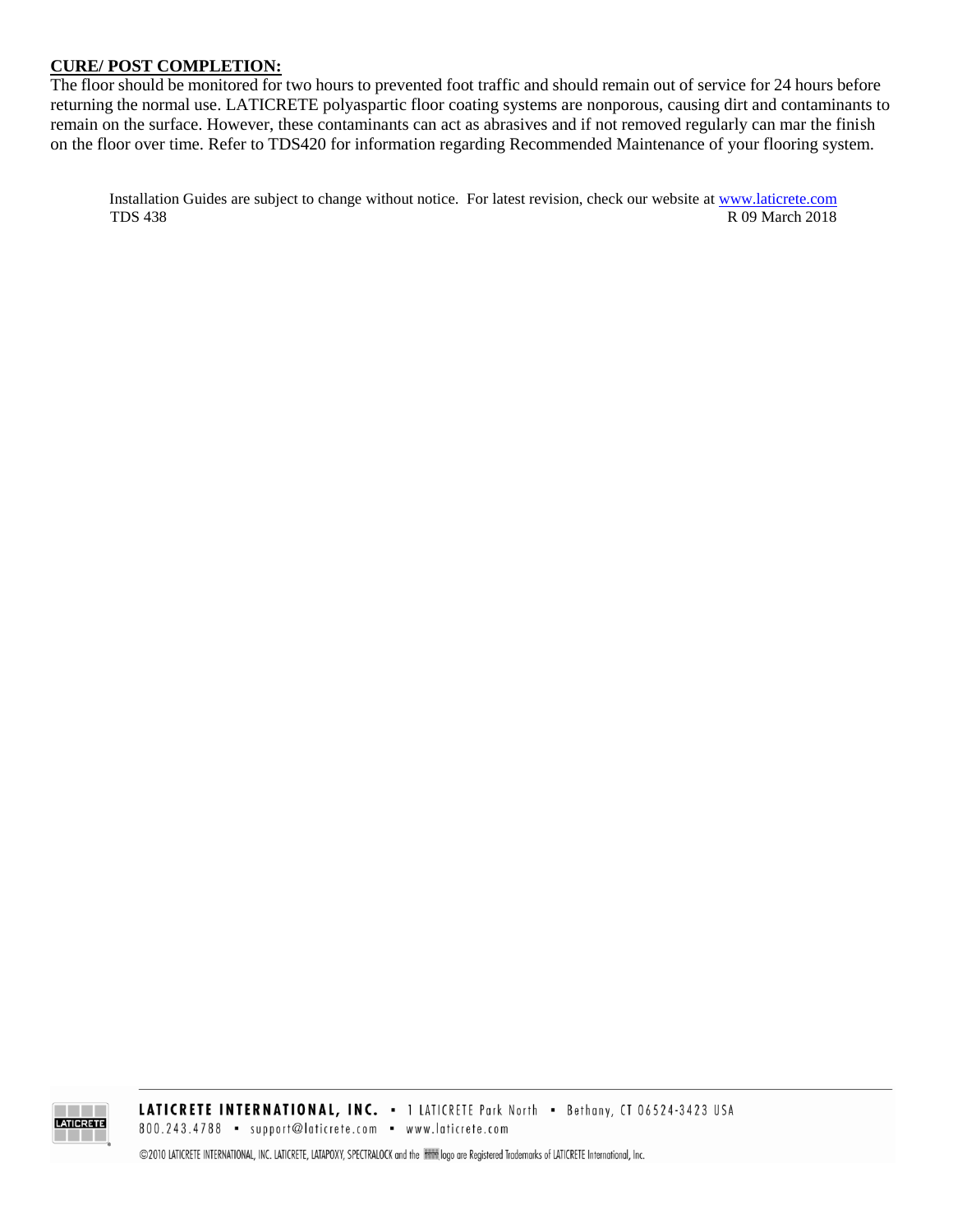**CURE/ POST COMPLETION:**

The floor should be monitored for two hours to prevented foot traffic and should remain out of service for 24 hours before returning the normal use. LATICRETE polyaspartic floor coating systems are nonporous, causing dirt and contaminants to remain on the surface. However, these contaminants can act as abrasives and if not removed regularly can mar the finish on the floor over time. Refer to TDS420 for information regarding Recommended Maintenance of your flooring system.

Installation Guides are subject to change without notice. For latest revision, check our website at www.laticrete.com

TDS 438 R 09 March 2018

**LATICRETE INTERNATIONAL, INC.** ▪ 1 LATICRETE Park North ▪ Bethany, CT 06524-3423 USA

800.243.4788 ▪ support@laticrete.com ▪ www.laticrete.com

©2010 LATICRETE INTERNATIONAL, INC. LATICRETE, LATAPOXY, SPECTRALOCK and the logo are Registered Trademarks of LATICRETE International, Inc.